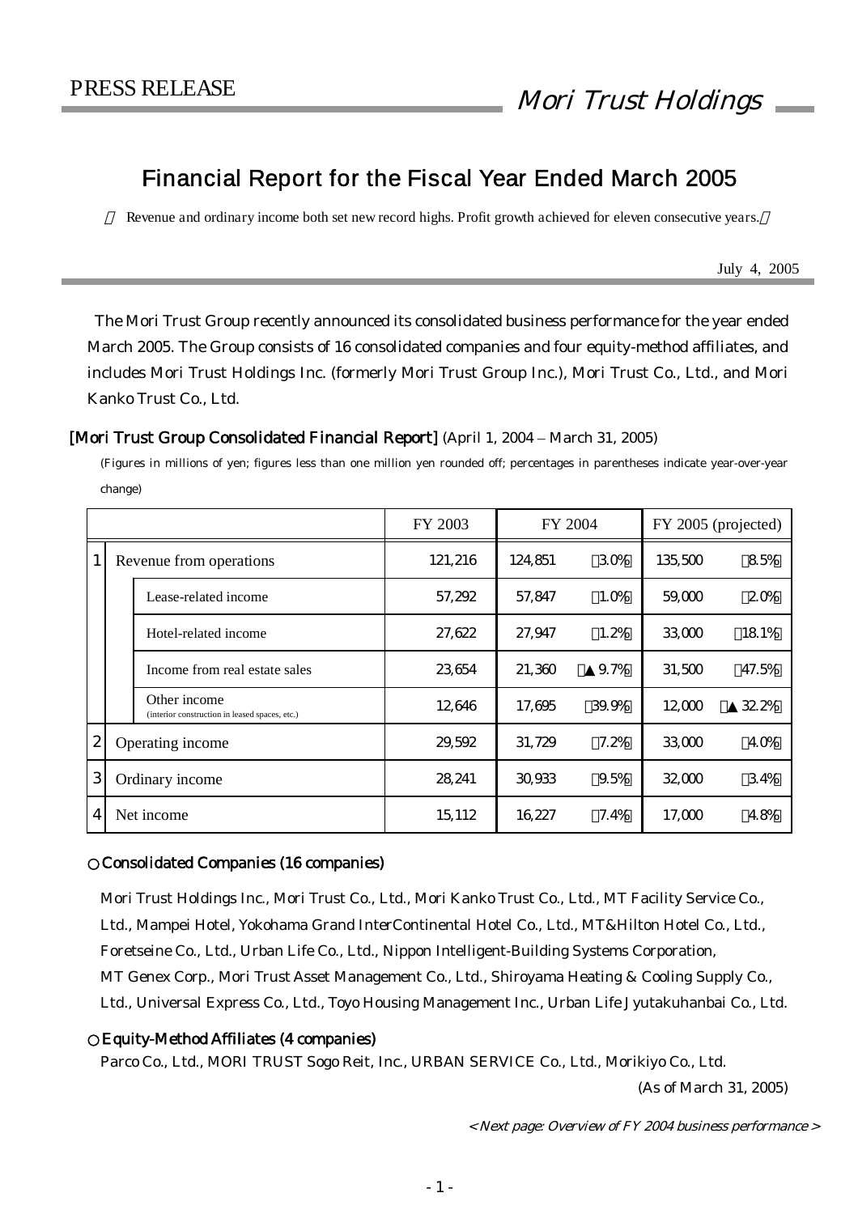PRESS RELEASE

*Mori Trust Holdings*

# Financial Report for the Fiscal Year Ended March 2005

Revenue and ordinary income both set new record highs. Profit growth achieved for eleven consecutive years.

July 4, 2005

The Mori Trust Group recently announced its consolidated business performance for the year ended March 2005. The Group consists of 16 consolidated companies and four equity-method affiliates, and includes Mori Trust Holdings Inc. (formerly Mori Trust Group Inc.), Mori Trust Co., Ltd., and Mori Kanko Trust Co., Ltd.

**[Mori Trust Group Consolidated Financial Report]** (April 1, 2004 – March 31, 2005)

(Figures in millions of yen; figures less than one million yen rounded off; percentages in parentheses indicate year-over-year change)

| | | FY 2003 | FY 2004 | | FY 2005 (projected) | |
|---|---|---|---|---|---|---|
| 1 | Revenue from operations | 121,216 | 124,851 | (3.0%) | 135,500 | (8.5%) |
| | Lease-related income | 57,292 | 57,847 | (1.0%) | 59,000 | (2.0%) |
| | Hotel-related income | 27,622 | 27,947 | (1.2%) | 33,000 | (18.1%) |
| | Income from real estate sales | 23,654 | 21,360 | (▲ 9.7%) | 31,500 | (47.5%) |
| | Other income (interior construction in leased spaces, etc.) | 12,646 | 17,695 | (39.9%) | 12,000 | (▲ 32.2%) |
| 2 | Operating income | 29,592 | 31,729 | (7.2%) | 33,000 | (4.0%) |
| 3 | Ordinary income | 28,241 | 30,933 | (9.5%) | 32,000 | (3.4%) |
| 4 | Net income | 15,112 | 16,227 | (7.4%) | 17,000 | (4.8%) |

**○ Consolidated Companies (16 companies)**

Mori Trust Holdings Inc., Mori Trust Co., Ltd., Mori Kanko Trust Co., Ltd., MT Facility Service Co., Ltd., Mampei Hotel, Yokohama Grand InterContinental Hotel Co., Ltd., MT&Hilton Hotel Co., Ltd., Foretseine Co., Ltd., Urban Life Co., Ltd., Nippon Intelligent-Building Systems Corporation, MT Genex Corp., Mori Trust Asset Management Co., Ltd., Shiroyama Heating & Cooling Supply Co., Ltd., Universal Express Co., Ltd., Toyo Housing Management Inc., Urban Life Jyutakuhanbai Co., Ltd.

**○ Equity-Method Affiliates (4 companies)**

Parco Co., Ltd., MORI TRUST Sogo Reit, Inc., URBAN SERVICE Co., Ltd., Morikiyo Co., Ltd.

(As of March 31, 2005)

*< Next page: Overview of FY 2004 business performance >*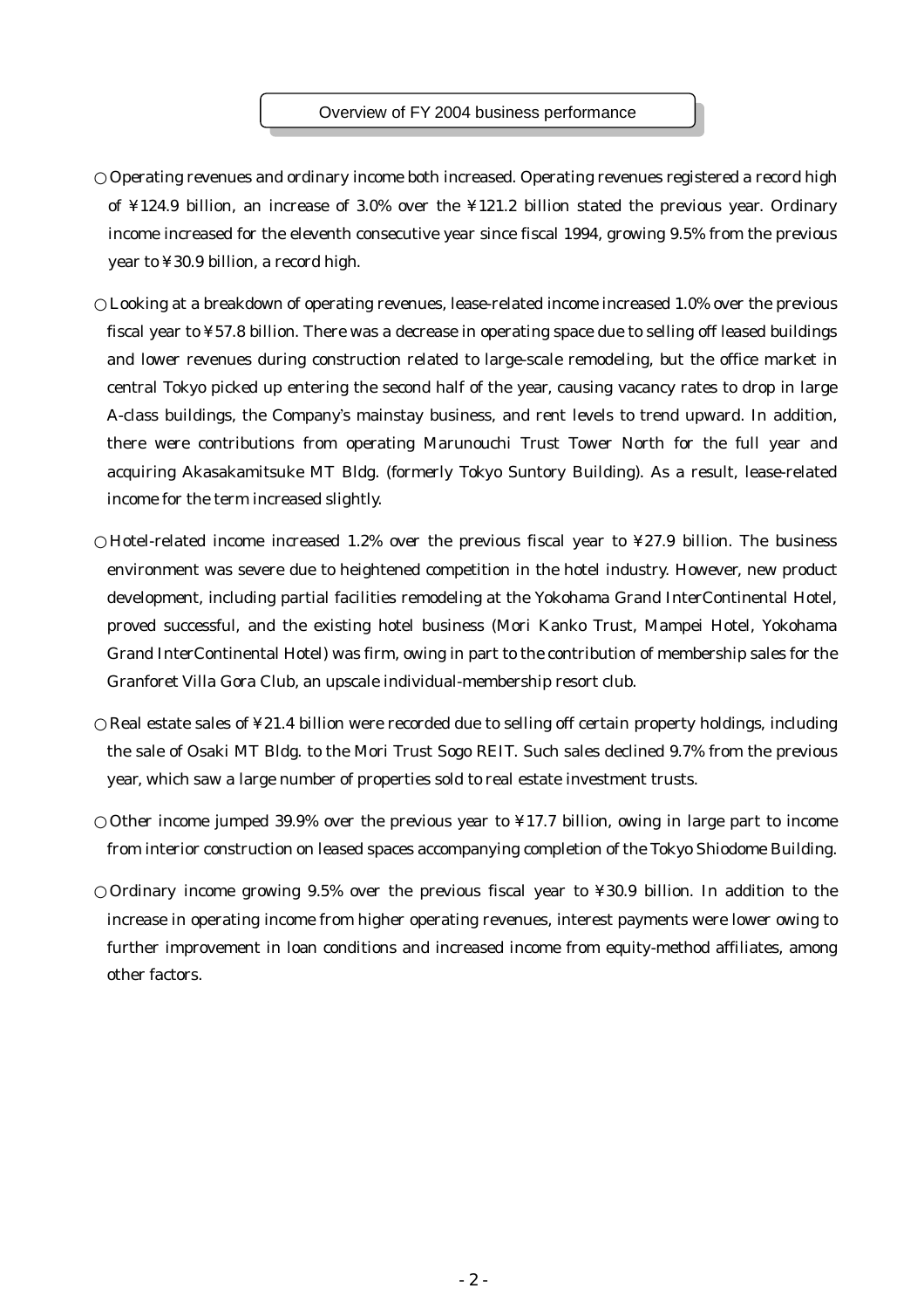## Overview of FY 2004 business performance

○ Operating revenues and ordinary income both increased. Operating revenues registered a record high of ¥124.9 billion, an increase of 3.0% over the ¥121.2 billion stated the previous year. Ordinary income increased for the eleventh consecutive year since fiscal 1994, growing 9.5% from the previous year to ¥30.9 billion, a record high.

○ Looking at a breakdown of operating revenues, lease-related income increased 1.0% over the previous fiscal year to ¥57.8 billion. There was a decrease in operating space due to selling off leased buildings and lower revenues during construction related to large-scale remodeling, but the office market in central Tokyo picked up entering the second half of the year, causing vacancy rates to drop in large A-class buildings, the Company's mainstay business, and rent levels to trend upward. In addition, there were contributions from operating Marunouchi Trust Tower North for the full year and acquiring Akasakamitsuke MT Bldg. (formerly Tokyo Suntory Building). As a result, lease-related income for the term increased slightly.

○ Hotel-related income increased 1.2% over the previous fiscal year to ¥27.9 billion. The business environment was severe due to heightened competition in the hotel industry. However, new product development, including partial facilities remodeling at the Yokohama Grand InterContinental Hotel, proved successful, and the existing hotel business (Mori Kanko Trust, Mampei Hotel, Yokohama Grand InterContinental Hotel) was firm, owing in part to the contribution of membership sales for the Granforet Villa Gora Club, an upscale individual-membership resort club.

○ Real estate sales of ¥21.4 billion were recorded due to selling off certain property holdings, including the sale of Osaki MT Bldg. to the Mori Trust Sogo REIT. Such sales declined 9.7% from the previous year, which saw a large number of properties sold to real estate investment trusts.

○ Other income jumped 39.9% over the previous year to ¥17.7 billion, owing in large part to income from interior construction on leased spaces accompanying completion of the Tokyo Shiodome Building.

○ Ordinary income growing 9.5% over the previous fiscal year to ¥30.9 billion. In addition to the increase in operating income from higher operating revenues, interest payments were lower owing to further improvement in loan conditions and increased income from equity-method affiliates, among other factors.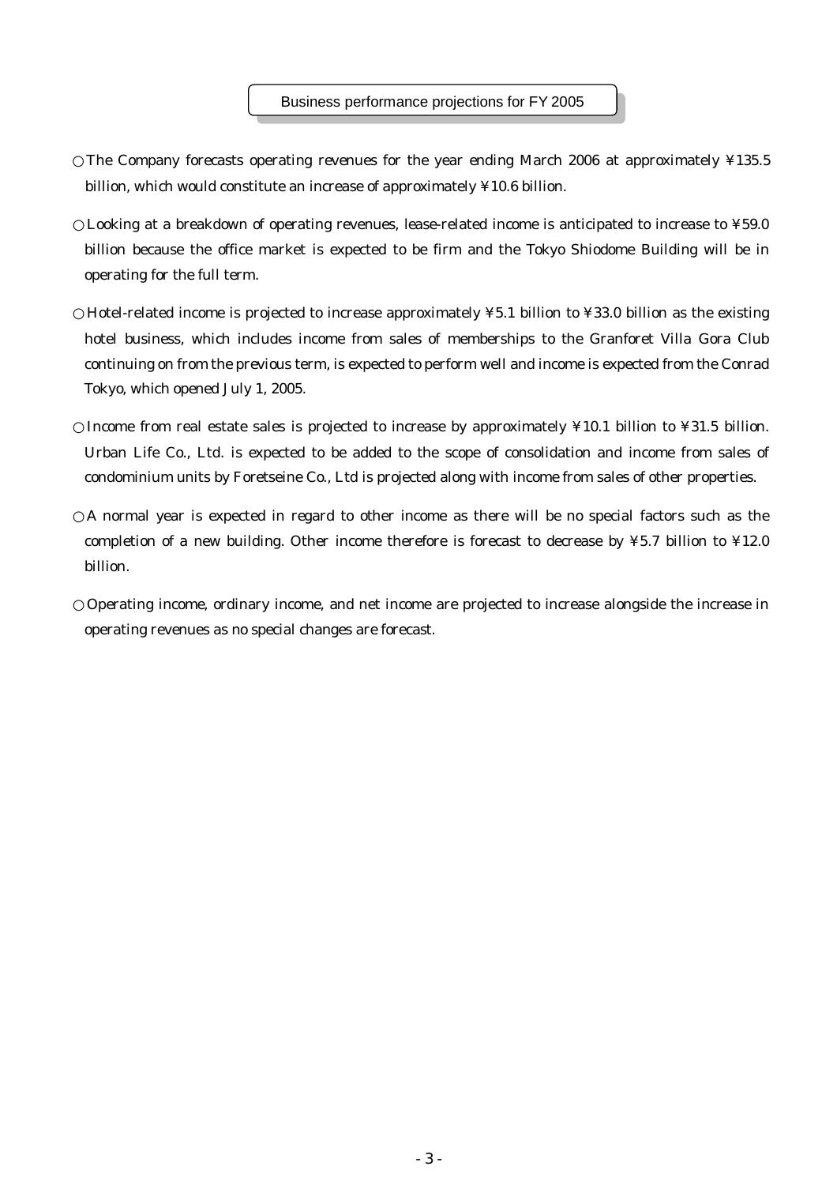## Business performance projections for FY 2005

○ The Company forecasts operating revenues for the year ending March 2006 at approximately ¥135.5 billion, which would constitute an increase of approximately ¥10.6 billion.

○ Looking at a breakdown of operating revenues, lease-related income is anticipated to increase to ¥59.0 billion because the office market is expected to be firm and the Tokyo Shiodome Building will be in operating for the full term.

○ Hotel-related income is projected to increase approximately ¥5.1 billion to ¥33.0 billion as the existing hotel business, which includes income from sales of memberships to the Granforet Villa Gora Club continuing on from the previous term, is expected to perform well and income is expected from the Conrad Tokyo, which opened July 1, 2005.

○ Income from real estate sales is projected to increase by approximately ¥10.1 billion to ¥31.5 billion. Urban Life Co., Ltd. is expected to be added to the scope of consolidation and income from sales of condominium units by Foretseine Co., Ltd is projected along with income from sales of other properties.

○ A normal year is expected in regard to other income as there will be no special factors such as the completion of a new building. Other income therefore is forecast to decrease by ¥5.7 billion to ¥12.0 billion.

○ Operating income, ordinary income, and net income are projected to increase alongside the increase in operating revenues as no special changes are forecast.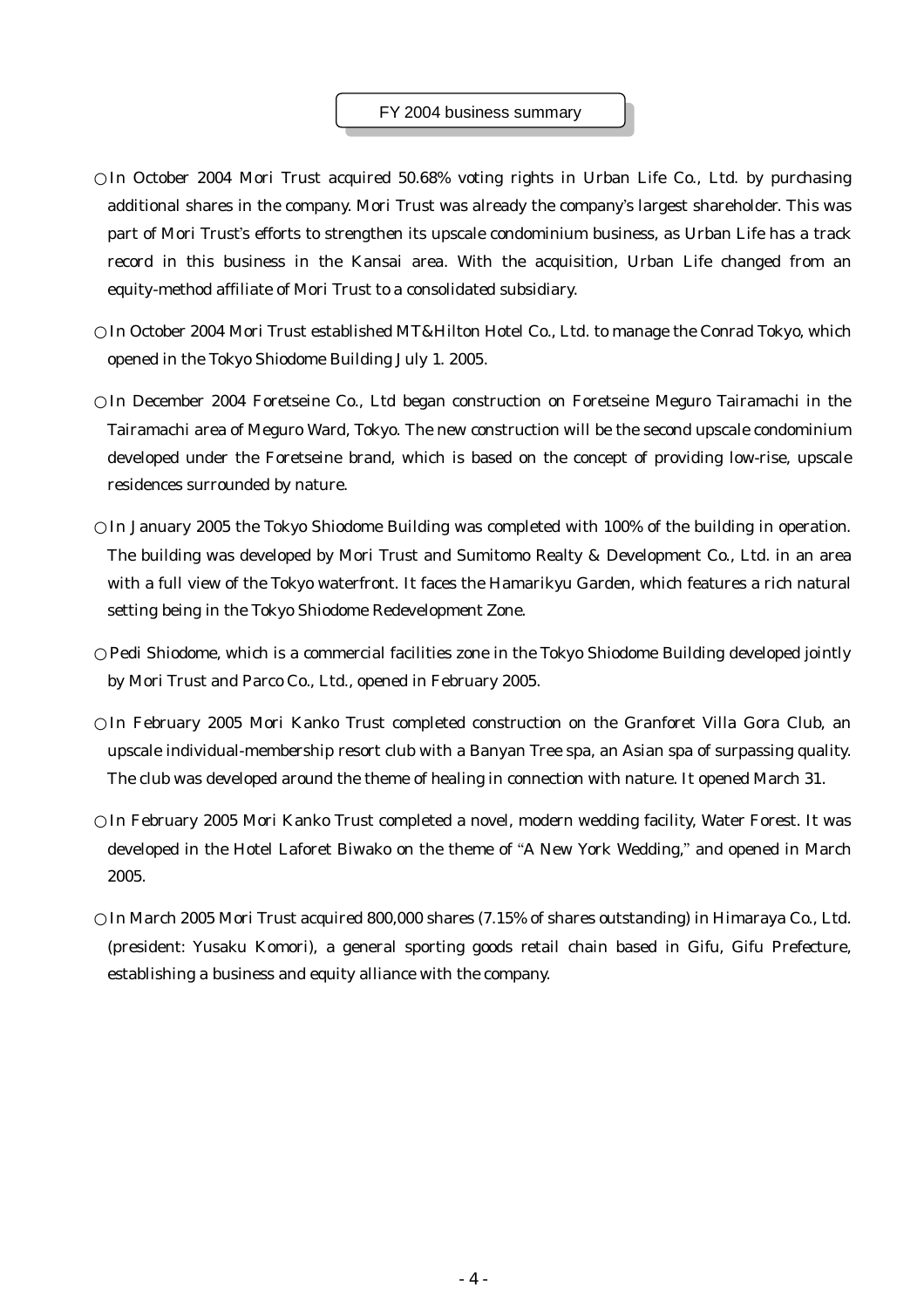## FY 2004 business summary

○In October 2004 Mori Trust acquired 50.68% voting rights in Urban Life Co., Ltd. by purchasing additional shares in the company. Mori Trust was already the company's largest shareholder. This was part of Mori Trust's efforts to strengthen its upscale condominium business, as Urban Life has a track record in this business in the Kansai area. With the acquisition, Urban Life changed from an equity-method affiliate of Mori Trust to a consolidated subsidiary.

○In October 2004 Mori Trust established MT&Hilton Hotel Co., Ltd. to manage the Conrad Tokyo, which opened in the Tokyo Shiodome Building July 1. 2005.

○In December 2004 Foretseine Co., Ltd began construction on Foretseine Meguro Tairamachi in the Tairamachi area of Meguro Ward, Tokyo. The new construction will be the second upscale condominium developed under the Foretseine brand, which is based on the concept of providing low-rise, upscale residences surrounded by nature.

○In January 2005 the Tokyo Shiodome Building was completed with 100% of the building in operation. The building was developed by Mori Trust and Sumitomo Realty & Development Co., Ltd. in an area with a full view of the Tokyo waterfront. It faces the Hamarikyu Garden, which features a rich natural setting being in the Tokyo Shiodome Redevelopment Zone.

○Pedi Shiodome, which is a commercial facilities zone in the Tokyo Shiodome Building developed jointly by Mori Trust and Parco Co., Ltd., opened in February 2005.

○In February 2005 Mori Kanko Trust completed construction on the Granforet Villa Gora Club, an upscale individual-membership resort club with a Banyan Tree spa, an Asian spa of surpassing quality. The club was developed around the theme of healing in connection with nature. It opened March 31.

○In February 2005 Mori Kanko Trust completed a novel, modern wedding facility, Water Forest. It was developed in the Hotel Laforet Biwako on the theme of "A New York Wedding," and opened in March 2005.

○In March 2005 Mori Trust acquired 800,000 shares (7.15% of shares outstanding) in Himaraya Co., Ltd. (president: Yusaku Komori), a general sporting goods retail chain based in Gifu, Gifu Prefecture, establishing a business and equity alliance with the company.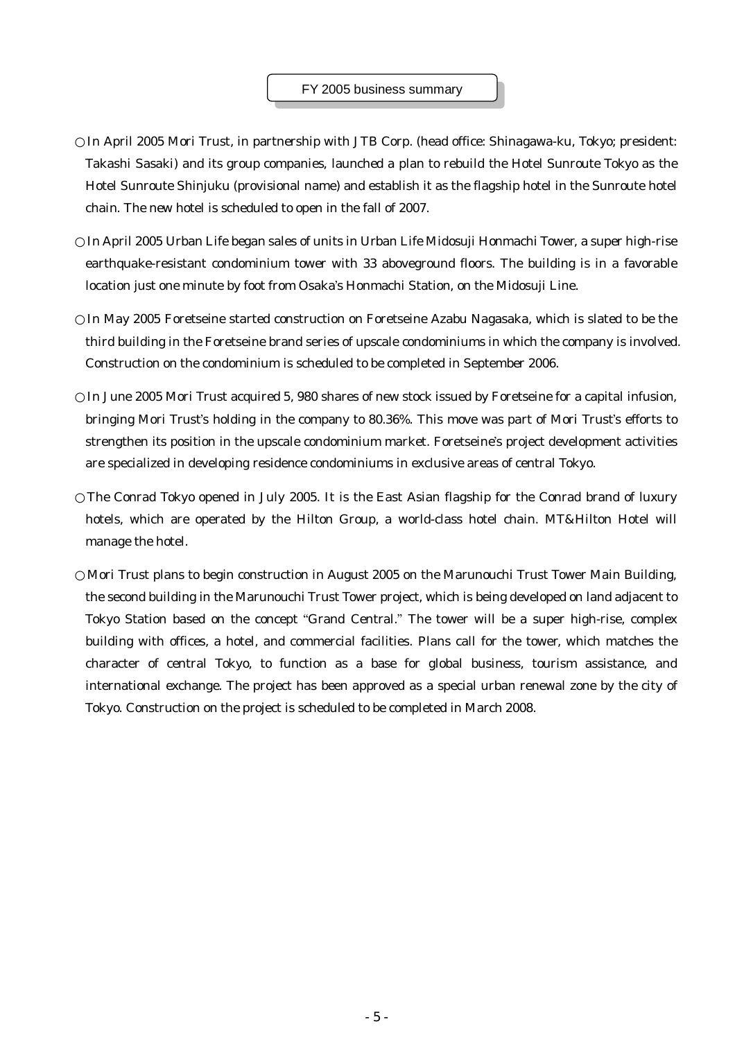## FY 2005 business summary

○ In April 2005 Mori Trust, in partnership with JTB Corp. (head office: Shinagawa-ku, Tokyo; president: Takashi Sasaki) and its group companies, launched a plan to rebuild the Hotel Sunroute Tokyo as the Hotel Sunroute Shinjuku (provisional name) and establish it as the flagship hotel in the Sunroute hotel chain. The new hotel is scheduled to open in the fall of 2007.

○ In April 2005 Urban Life began sales of units in Urban Life Midosuji Honmachi Tower, a super high-rise earthquake-resistant condominium tower with 33 aboveground floors. The building is in a favorable location just one minute by foot from Osaka's Honmachi Station, on the Midosuji Line.

○ In May 2005 Foretseine started construction on Foretseine Azabu Nagasaka, which is slated to be the third building in the Foretseine brand series of upscale condominiums in which the company is involved. Construction on the condominium is scheduled to be completed in September 2006.

○ In June 2005 Mori Trust acquired 5, 980 shares of new stock issued by Foretseine for a capital infusion, bringing Mori Trust's holding in the company to 80.36%. This move was part of Mori Trust's efforts to strengthen its position in the upscale condominium market. Foretseine's project development activities are specialized in developing residence condominiums in exclusive areas of central Tokyo.

○ The Conrad Tokyo opened in July 2005. It is the East Asian flagship for the Conrad brand of luxury hotels, which are operated by the Hilton Group, a world-class hotel chain. MT&Hilton Hotel will manage the hotel.

○ Mori Trust plans to begin construction in August 2005 on the Marunouchi Trust Tower Main Building, the second building in the Marunouchi Trust Tower project, which is being developed on land adjacent to Tokyo Station based on the concept "Grand Central." The tower will be a super high-rise, complex building with offices, a hotel, and commercial facilities. Plans call for the tower, which matches the character of central Tokyo, to function as a base for global business, tourism assistance, and international exchange. The project has been approved as a special urban renewal zone by the city of Tokyo. Construction on the project is scheduled to be completed in March 2008.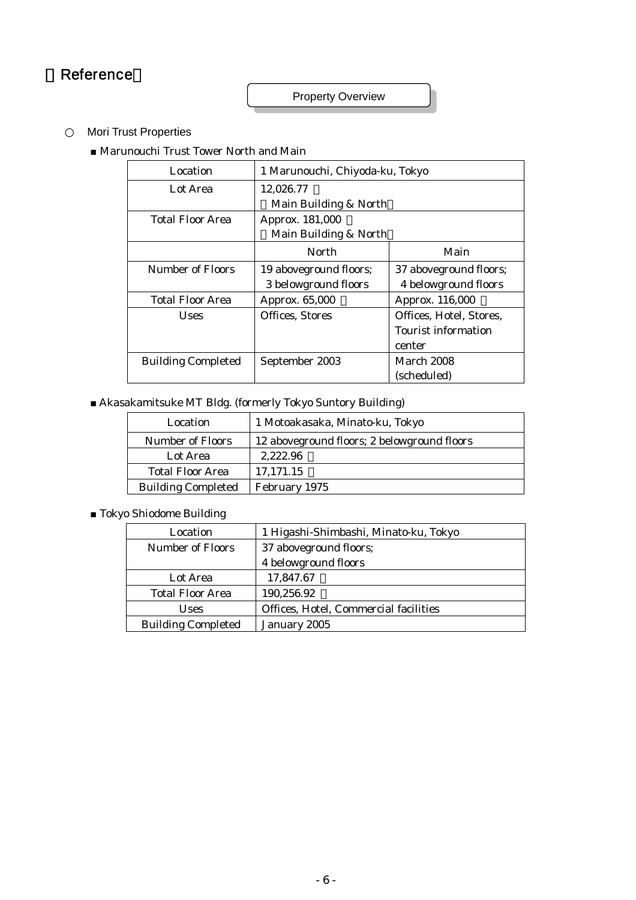# Reference

Property Overview

○ Mori Trust Properties

■ Marunouchi Trust Tower North and Main

| Location | 1 Marunouchi, Chiyoda-ku, Tokyo | |
|---|---|---|
| Lot Area | 12,026.77 (Main Building & North) | |
| Total Floor Area | Approx. 181,000 (Main Building & North) | |
| | North | Main |
| Number of Floors | 19 aboveground floors; 3 belowground floors | 37 aboveground floors; 4 belowground floors |
| Total Floor Area | Approx. 65,000 | Approx. 116,000 |
| Uses | Offices, Stores | Offices, Hotel, Stores, Tourist information center |
| Building Completed | September 2003 | March 2008 (scheduled) |

■ Akasakamitsuke MT Bldg. (formerly Tokyo Suntory Building)

| Location | 1 Motoakasaka, Minato-ku, Tokyo |
|---|---|
| Number of Floors | 12 aboveground floors; 2 belowground floors |
| Lot Area | 2,222.96 |
| Total Floor Area | 17,171.15 |
| Building Completed | February 1975 |

■ Tokyo Shiodome Building

| Location | 1 Higashi-Shimbashi, Minato-ku, Tokyo |
|---|---|
| Number of Floors | 37 aboveground floors; 4 belowground floors |
| Lot Area | 17,847.67 |
| Total Floor Area | 190,256.92 |
| Uses | Offices, Hotel, Commercial facilities |
| Building Completed | January 2005 |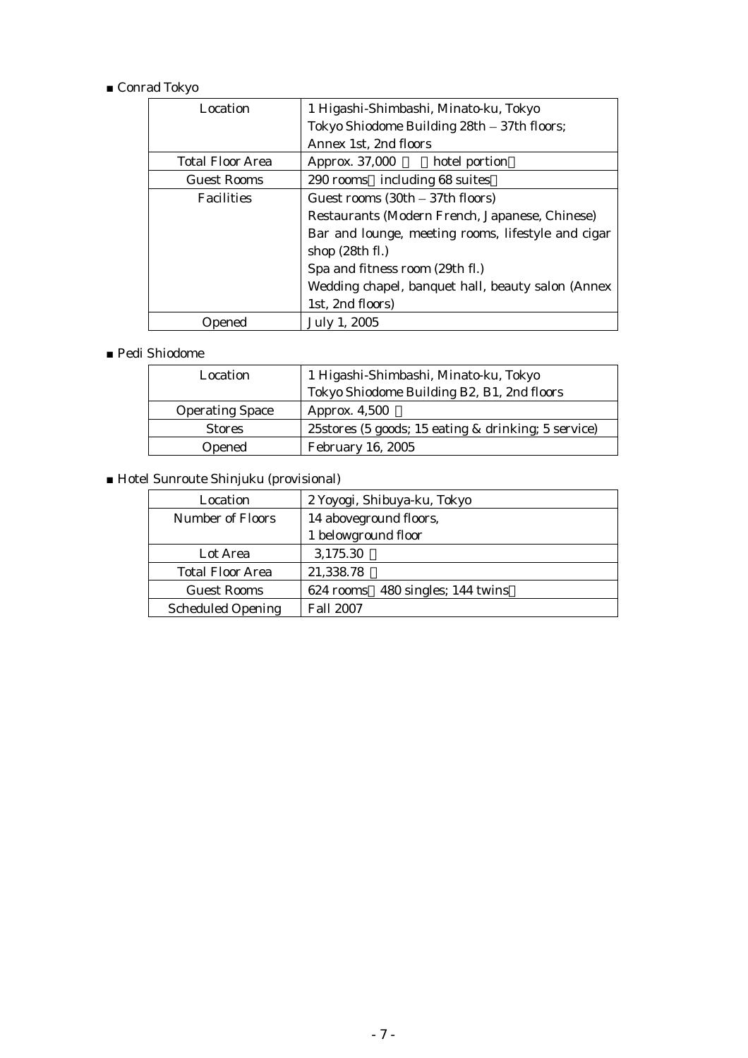■ Conrad Tokyo

| Location | 1 Higashi-Shimbashi, Minato-ku, Tokyo<br>Tokyo Shiodome Building 28th – 37th floors;<br>Annex 1st, 2nd floors |
|---|---|
| Total Floor Area | Approx. 37,000 　 hotel portion |
| Guest Rooms | 290 rooms including 68 suites |
| Facilities | Guest rooms (30th – 37th floors)<br>Restaurants (Modern French, Japanese, Chinese)<br>Bar and lounge, meeting rooms, lifestyle and cigar shop (28th fl.)<br>Spa and fitness room (29th fl.)<br>Wedding chapel, banquet hall, beauty salon (Annex 1st, 2nd floors) |
| Opened | July 1, 2005 |

■ Pedi Shiodome

| Location | 1 Higashi-Shimbashi, Minato-ku, Tokyo<br>Tokyo Shiodome Building B2, B1, 2nd floors |
|---|---|
| Operating Space | Approx. 4,500 |
| Stores | 25stores (5 goods; 15 eating & drinking; 5 service) |
| Opened | February 16, 2005 |

■ Hotel Sunroute Shinjuku (provisional)

| Location | 2 Yoyogi, Shibuya-ku, Tokyo |
|---|---|
| Number of Floors | 14 aboveground floors,<br>1 belowground floor |
| Lot Area | 3,175.30 |
| Total Floor Area | 21,338.78 |
| Guest Rooms | 624 rooms 480 singles; 144 twins |
| Scheduled Opening | Fall 2007 |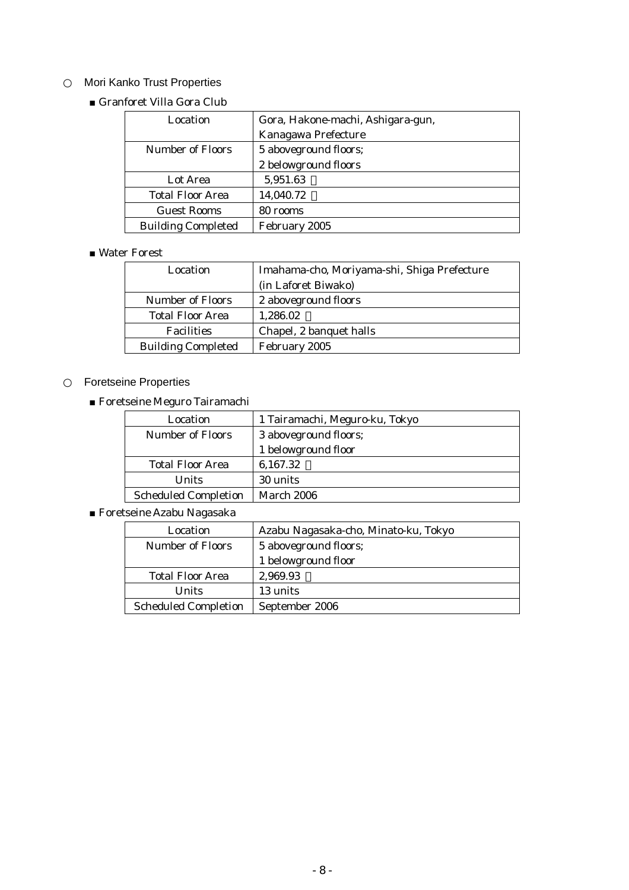## ○ Mori Kanko Trust Properties

### ■ Granforet Villa Gora Club

| Location | Gora, Hakone-machi, Ashigara-gun, Kanagawa Prefecture |
|---|---|
| Number of Floors | 5 aboveground floors; 2 belowground floors |
| Lot Area | 5,951.63 ㎡ |
| Total Floor Area | 14,040.72 ㎡ |
| Guest Rooms | 80 rooms |
| Building Completed | February 2005 |

### ■ Water Forest

| Location | Imahama-cho, Moriyama-shi, Shiga Prefecture (in Laforet Biwako) |
|---|---|
| Number of Floors | 2 aboveground floors |
| Total Floor Area | 1,286.02 ㎡ |
| Facilities | Chapel, 2 banquet halls |
| Building Completed | February 2005 |

## ○ Foretseine Properties

### ■ Foretseine Meguro Tairamachi

| Location | 1 Tairamachi, Meguro-ku, Tokyo |
|---|---|
| Number of Floors | 3 aboveground floors; 1 belowground floor |
| Total Floor Area | 6,167.32 ㎡ |
| Units | 30 units |
| Scheduled Completion | March 2006 |

### ■ Foretseine Azabu Nagasaka

| Location | Azabu Nagasaka-cho, Minato-ku, Tokyo |
|---|---|
| Number of Floors | 5 aboveground floors; 1 belowground floor |
| Total Floor Area | 2,969.93 ㎡ |
| Units | 13 units |
| Scheduled Completion | September 2006 |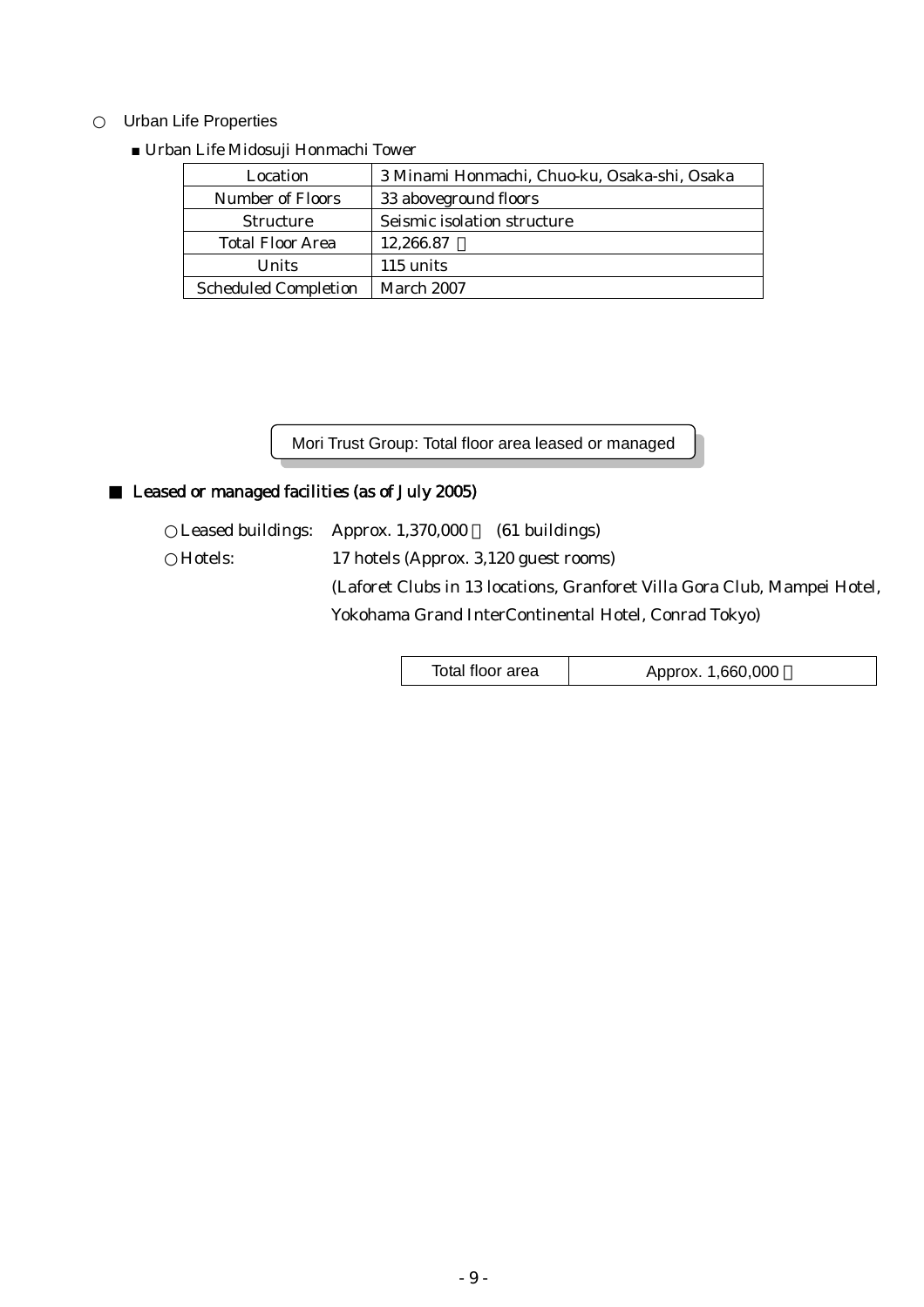○ Urban Life Properties

■ Urban Life Midosuji Honmachi Tower

| Location | 3 Minami Honmachi, Chuo-ku, Osaka-shi, Osaka |
|---|---|
| Number of Floors | 33 aboveground floors |
| Structure | Seismic isolation structure |
| Total Floor Area | 12,266.87 ㎡ |
| Units | 115 units |
| Scheduled Completion | March 2007 |

## Mori Trust Group: Total floor area leased or managed

### ■ Leased or managed facilities (as of July 2005)

○ Leased buildings: Approx. 1,370,000 ㎡ (61 buildings)

○ Hotels: 17 hotels (Approx. 3,120 guest rooms)
(Laforet Clubs in 13 locations, Granforet Villa Gora Club, Mampei Hotel, Yokohama Grand InterContinental Hotel, Conrad Tokyo)

| Total floor area | Approx. 1,660,000 ㎡ |
|---|---|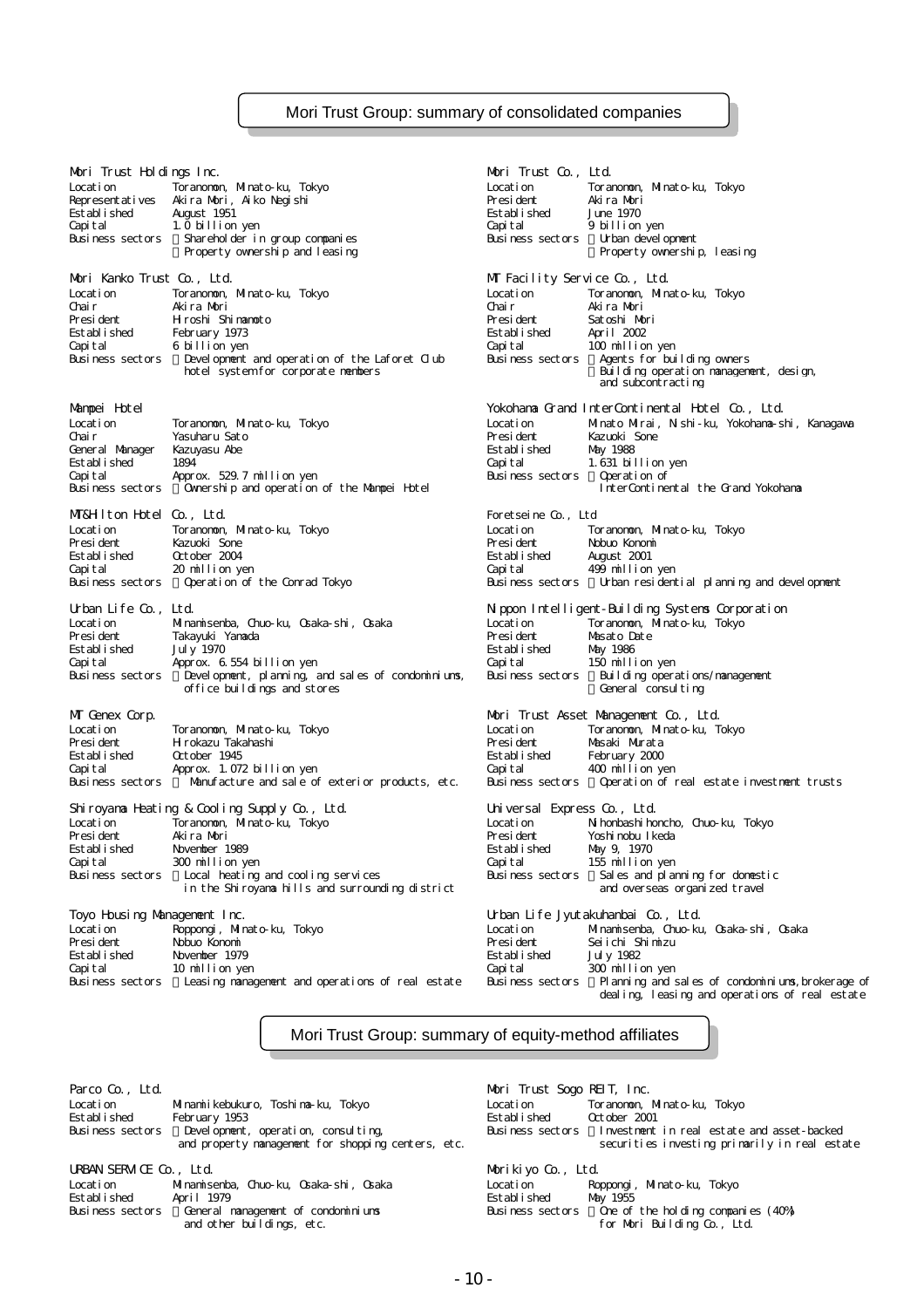## Mori Trust Group: summary of consolidated companies

**Mori Trust Holdings Inc.**
Location: Toranomon, Minato-ku, Tokyo
Representatives: Akira Mori, Aiko Negishi
Established: August 1951
Capital: 1.0 billion yen
Business sectors: ・Shareholder in group companies
・Property ownership and leasing

**Mori Kanko Trust Co., Ltd.**
Location: Toranomon, Minato-ku, Tokyo
Chair: Akira Mori
President: Hiroshi Shimamoto
Established: February 1973
Capital: 6 billion yen
Business sectors: ・Development and operation of the Laforet Club hotel system for corporate members

**Manpei Hotel**
Location: Toranomon, Minato-ku, Tokyo
Chair: Yasuharu Sato
General Manager: Kazuyasu Abe
Established: 1894
Capital: Approx. 529.7 million yen
Business sectors: ・Ownership and operation of the Manpei Hotel

**MT&Hilton Hotel Co., Ltd.**
Location: Toranomon, Minato-ku, Tokyo
President: Kazuoki Sone
Established: October 2004
Capital: 20 million yen
Business sectors: ・Operation of the Conrad Tokyo

**Urban Life Co., Ltd.**
Location: Minamisenba, Chuo-ku, Osaka-shi, Osaka
President: Takayuki Yamada
Established: July 1970
Capital: Approx. 6.554 billion yen
Business sectors: ・Development, planning, and sales of condominiums, office buildings and stores

**MT Genex Corp.**
Location: Toranomon, Minato-ku, Tokyo
President: Hirokazu Takahashi
Established: October 1945
Capital: Approx. 1.072 billion yen
Business sectors: ・ Manufacture and sale of exterior products, etc.

**Shiroyama Heating & Cooling Supply Co., Ltd.**
Location: Toranomon, Minato-ku, Tokyo
President: Akira Mori
Established: November 1989
Capital: 300 million yen
Business sectors: ・Local heating and cooling services in the Shiroyama hills and surrounding district

**Toyo Housing Management Inc.**
Location: Roppongi, Minato-ku, Tokyo
President: Nobuo Konomi
Established: November 1979
Capital: 10 million yen
Business sectors: ・Leasing management and operations of real estate

**Mori Trust Co., Ltd.**
Location: Toranomon, Minato-ku, Tokyo
President: Akira Mori
Established: June 1970
Capital: 9 billion yen
Business sectors: ・Urban development
・Property ownership, leasing

**MT Facility Service Co., Ltd.**
Location: Toranomon, Minato-ku, Tokyo
Chair: Akira Mori
President: Satoshi Mori
Established: April 2002
Capital: 100 million yen
Business sectors: ・Agents for building owners
・Building operation management, design, and subcontracting

**Yokohama Grand InterContinental Hotel Co., Ltd.**
Location: Minato Mirai, Nishi-ku, Yokohama-shi, Kanagawa
President: Kazuoki Sone
Established: May 1988
Capital: 1.631 billion yen
Business sectors: ・Operation of InterContinental the Grand Yokohama

**Foretseine Co., Ltd**
Location: Toranomon, Minato-ku, Tokyo
President: Nobuo Konomi
Established: August 2001
Capital: 499 million yen
Business sectors: ・Urban residential planning and development

**Nippon Intelligent-Building Systems Corporation**
Location: Toranomon, Minato-ku, Tokyo
President: Masato Date
Established: May 1986
Capital: 150 million yen
Business sectors: ・Building operations/management
・General consulting

**Mori Trust Asset Management Co., Ltd.**
Location: Toranomon, Minato-ku, Tokyo
President: Masaki Murata
Established: February 2000
Capital: 400 million yen
Business sectors: ・Operation of real estate investment trusts

**Universal Express Co., Ltd.**
Location: Nihonbashihoncho, Chuo-ku, Tokyo
President: Yoshinobu Ikeda
Established: May 9, 1970
Capital: 155 million yen
Business sectors: ・Sales and planning for domestic and overseas organized travel

**Urban Life Jyutakuhanbai Co., Ltd.**
Location: Minamisenba, Chuo-ku, Osaka-shi, Osaka
President: Seiichi Shimizu
Established: July 1982
Capital: 300 million yen
Business sectors: ・Planning and sales of condominiums, brokerage of dealing, leasing and operations of real estate

## Mori Trust Group: summary of equity-method affiliates

**Parco Co., Ltd.**
Location: Minamiikebukuro, Toshima-ku, Tokyo
Established: February 1953
Business sectors: ・Development, operation, consulting, and property management for shopping centers, etc.

**URBAN SERVICE Co., Ltd.**
Location: Minamisenba, Chuo-ku, Osaka-shi, Osaka
Established: April 1979
Business sectors: ・General management of condominiums and other buildings, etc.

**Mori Trust Sogo REIT, Inc.**
Location: Toranomon, Minato-ku, Tokyo
Established: October 2001
Business sectors: ・Investment in real estate and asset-backed securities investing primarily in real estate

**Morikiyo Co., Ltd.**
Location: Roppongi, Minato-ku, Tokyo
Established: May 1955
Business sectors: ・One of the holding companies (40%) for Mori Building Co., Ltd.